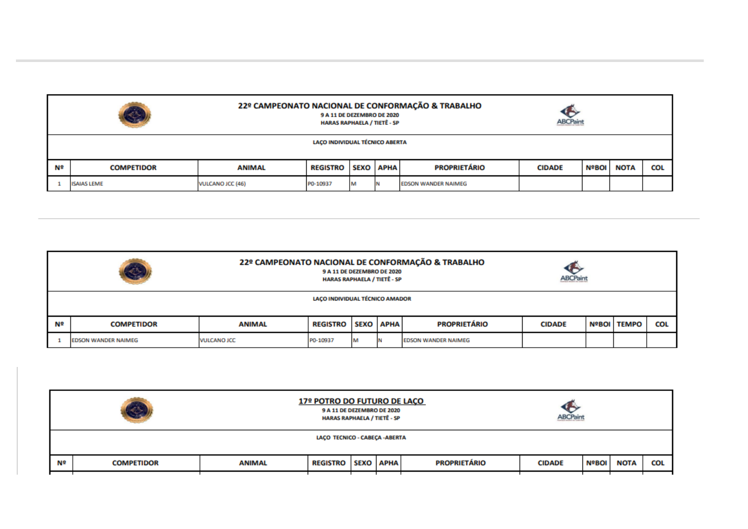## 22º CAMPEONATO NACIONAL DE CONFORMAÇÃO & TRABALHO

**9 A 11 DE DEZEMBRO DE 2020**

**HARAS RAPHAELA / TIETÊ - SP**

**LAÇO INDIVIDUAL TÉCNICO ABERTA**

| Nº | COMPETIDOR | ANIMAL | REGISTRO | SEXO | APHA | PROPRIETÁRIO | CIDADE | NºBOI | NOTA | COL |
|---|---|---|---|---|---|---|---|---|---|---|
| 1 | ISAIAS LEME | VULCANO JCC (46) | P0-10937 | M | N | EDSON WANDER NAIMEG | | | | |

## 22º CAMPEONATO NACIONAL DE CONFORMAÇÃO & TRABALHO

**9 A 11 DE DEZEMBRO DE 2020**

**HARAS RAPHAELA / TIETÊ - SP**

**LAÇO INDIVIDUAL TÉCNICO AMADOR**

| Nº | COMPETIDOR | ANIMAL | REGISTRO | SEXO | APHA | PROPRIETÁRIO | CIDADE | NºBOI | TEMPO | COL |
|---|---|---|---|---|---|---|---|---|---|---|
| 1 | EDSON WANDER NAIMEG | VULCANO JCC | P0-10937 | M | N | EDSON WANDER NAIMEG | | | | |

## 17º POTRO DO FUTURO DE LAÇO

**9 A 11 DE DEZEMBRO DE 2020**

**HARAS RAPHAELA / TIETÊ - SP**

**LAÇO TECNICO - CABEÇA -ABERTA**

| Nº | COMPETIDOR | ANIMAL | REGISTRO | SEXO | APHA | PROPRIETÁRIO | CIDADE | NºBOI | NOTA | COL |
|---|---|---|---|---|---|---|---|---|---|---|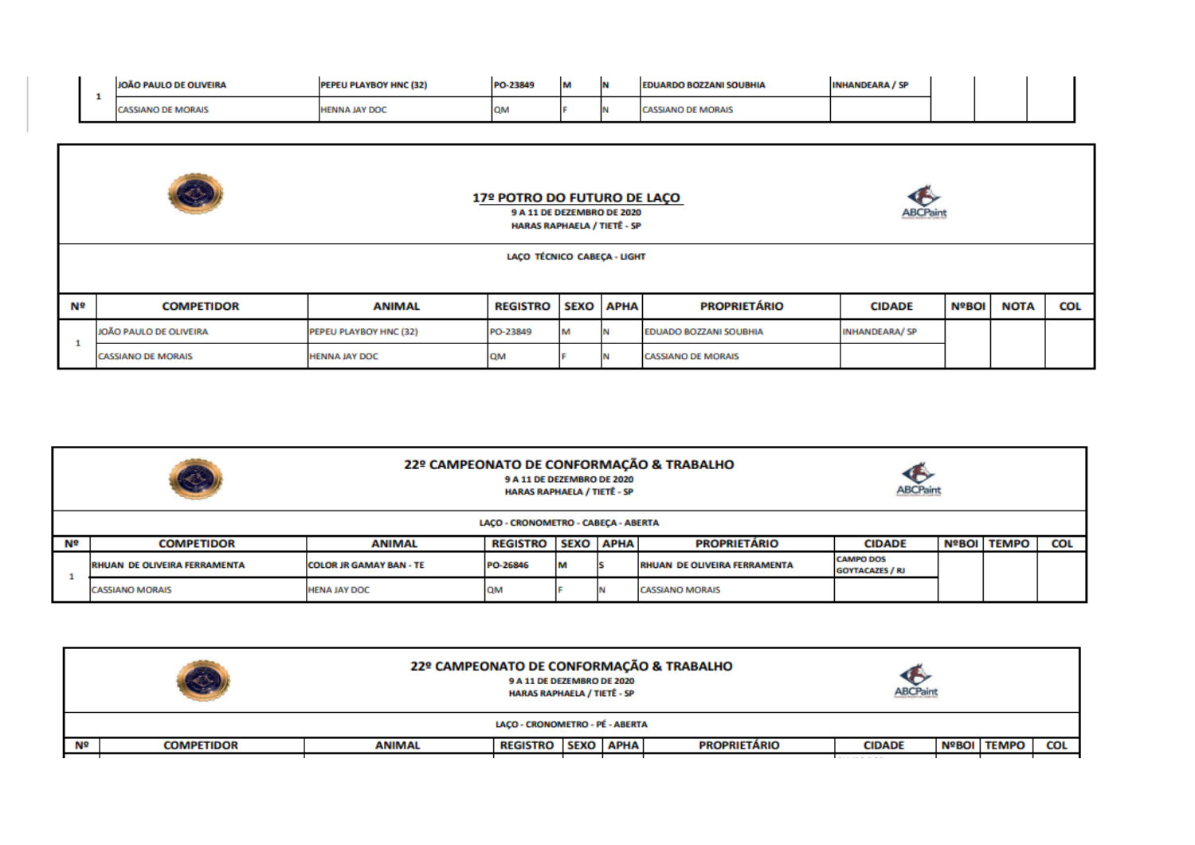| Nº | COMPETIDOR | ANIMAL | REGISTRO | SEXO | APHA | PROPRIETÁRIO | CIDADE | | | |
|---|---|---|---|---|---|---|---|---|---|---|
| 1 | JOÃO PAULO DE OLIVEIRA | PEPEU PLAYBOY HNC (32) | PO-23849 | M | N | EDUARDO BOZZANI SOUBHIA | INHANDEARA / SP | | | |
| | CASSIANO DE MORAIS | HENNA JAY DOC | QM | F | N | CASSIANO DE MORAIS | | | | |

## 17º POTRO DO FUTURO DE LAÇO

**9 A 11 DE DEZEMBRO DE 2020**

**HARAS RAPHAELA / TIETÊ - SP**

**LAÇO TÉCNICO CABEÇA - LIGHT**

| Nº | COMPETIDOR | ANIMAL | REGISTRO | SEXO | APHA | PROPRIETÁRIO | CIDADE | NºBOI | NOTA | COL |
|---|---|---|---|---|---|---|---|---|---|---|
| 1 | JOÃO PAULO DE OLIVEIRA | PEPEU PLAYBOY HNC (32) | PO-23849 | M | N | EDUADO BOZZANI SOUBHIA | INHANDEARA/ SP | | | |
| | CASSIANO DE MORAIS | HENNA JAY DOC | QM | F | N | CASSIANO DE MORAIS | | | | |

## 22º CAMPEONATO DE CONFORMAÇÃO & TRABALHO

**9 A 11 DE DEZEMBRO DE 2020**

**HARAS RAPHAELA / TIETÊ - SP**

**LAÇO - CRONOMETRO - CABEÇA - ABERTA**

| Nº | COMPETIDOR | ANIMAL | REGISTRO | SEXO | APHA | PROPRIETÁRIO | CIDADE | NºBOI | TEMPO | COL |
|---|---|---|---|---|---|---|---|---|---|---|
| 1 | RHUAN DE OLIVEIRA FERRAMENTA | COLOR JR GAMAY BAN - TE | PO-26846 | M | S | RHUAN DE OLIVEIRA FERRAMENTA | CAMPO DOS GOYTACAZES / RJ | | | |
| | CASSIANO MORAIS | HENA JAY DOC | QM | F | N | CASSIANO MORAIS | | | | |

## 22º CAMPEONATO DE CONFORMAÇÃO & TRABALHO

**9 A 11 DE DEZEMBRO DE 2020**

**HARAS RAPHAELA / TIETÊ - SP**

**LAÇO - CRONOMETRO - PÉ - ABERTA**

| Nº | COMPETIDOR | ANIMAL | REGISTRO | SEXO | APHA | PROPRIETÁRIO | CIDADE | NºBOI | TEMPO | COL |
|---|---|---|---|---|---|---|---|---|---|---|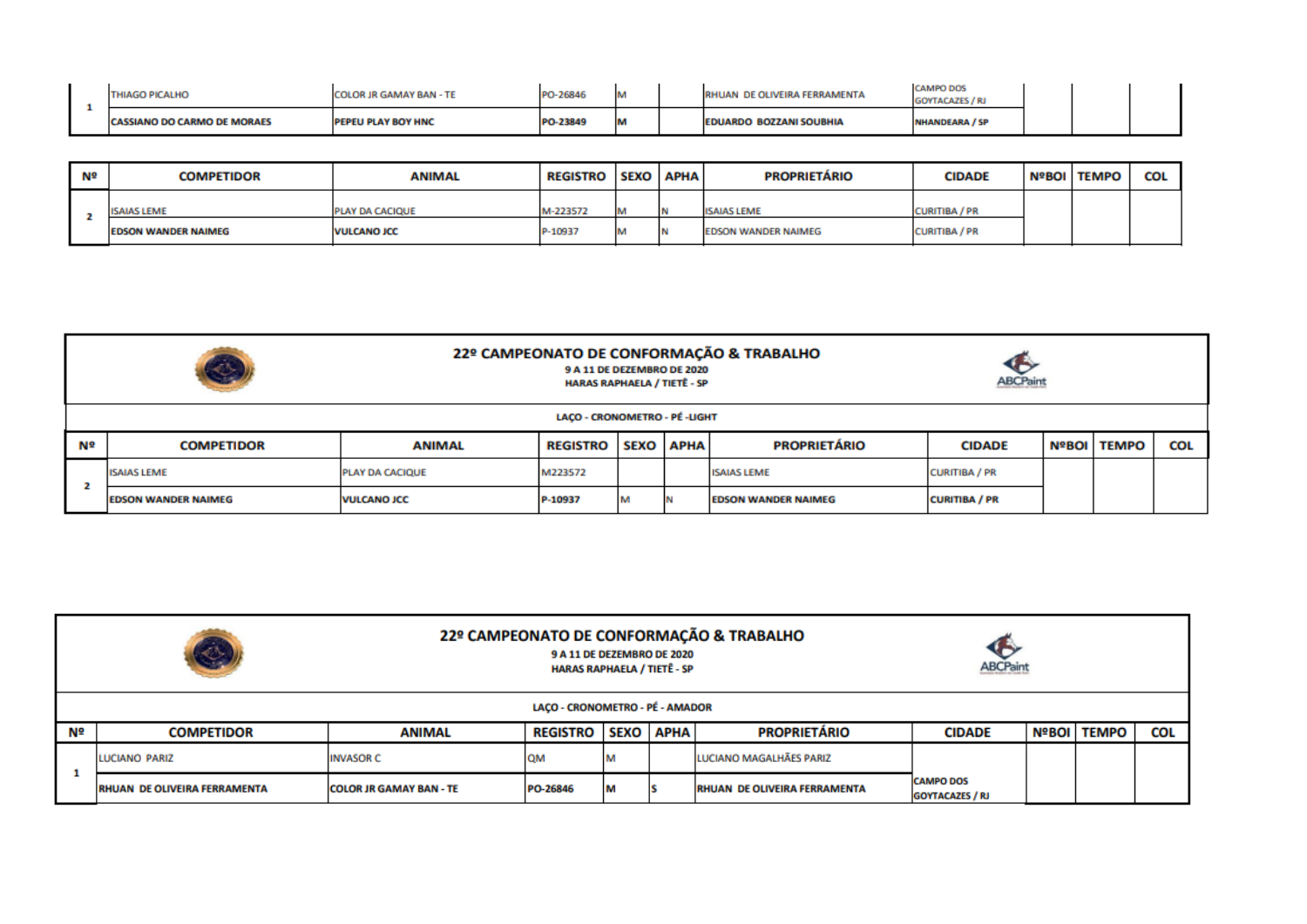| Nº | COMPETIDOR | ANIMAL | REGISTRO | SEXO | APHA | PROPRIETÁRIO | CIDADE | NºBOI | TEMPO | COL |
|---|---|---|---|---|---|---|---|---|---|---|
| 1 | THIAGO PICALHO | COLOR JR GAMAY BAN - TE | PO-26846 | M | | RHUAN DE OLIVEIRA FERRAMENTA | CAMPO DOS GOYTACAZES / RJ | | | |
| | **CASSIANO DO CARMO DE MORAES** | **PEPEU PLAY BOY HNC** | **PO-23849** | **M** | | **EDUARDO BOZZANI SOUBHIA** | **NHANDEARA / SP** | | | |

| Nº | COMPETIDOR | ANIMAL | REGISTRO | SEXO | APHA | PROPRIETÁRIO | CIDADE | NºBOI | TEMPO | COL |
|---|---|---|---|---|---|---|---|---|---|---|
| 2 | ISAIAS LEME | PLAY DA CACIQUE | M-223572 | M | N | ISAIAS LEME | CURITIBA / PR | | | |
| | **EDSON WANDER NAIMEG** | **VULCANO JCC** | P-10937 | M | N | EDSON WANDER NAIMEG | CURITIBA / PR | | | |

## 22º CAMPEONATO DE CONFORMAÇÃO & TRABALHO

**9 A 11 DE DEZEMBRO DE 2020**

**HARAS RAPHAELA / TIETÊ - SP**

ABCPaint

**LAÇO - CRONOMETRO - PÉ -LIGHT**

| Nº | COMPETIDOR | ANIMAL | REGISTRO | SEXO | APHA | PROPRIETÁRIO | CIDADE | NºBOI | TEMPO | COL |
|---|---|---|---|---|---|---|---|---|---|---|
| 2 | ISAIAS LEME | PLAY DA CACIQUE | M223572 | | | ISAIAS LEME | CURITIBA / PR | | | |
| | **EDSON WANDER NAIMEG** | **VULCANO JCC** | **P-10937** | M | N | **EDSON WANDER NAIMEG** | **CURITIBA / PR** | | | |

## 22º CAMPEONATO DE CONFORMAÇÃO & TRABALHO

**9 A 11 DE DEZEMBRO DE 2020**

**HARAS RAPHAELA / TIETÊ - SP**

ABCPaint

**LAÇO - CRONOMETRO - PÉ - AMADOR**

| Nº | COMPETIDOR | ANIMAL | REGISTRO | SEXO | APHA | PROPRIETÁRIO | CIDADE | NºBOI | TEMPO | COL |
|---|---|---|---|---|---|---|---|---|---|---|
| 1 | LUCIANO PARIZ | INVASOR C | QM | M | | LUCIANO MAGALHÃES PARIZ | | | | |
| | **RHUAN DE OLIVEIRA FERRAMENTA** | **COLOR JR GAMAY BAN - TE** | **PO-26846** | **M** | **S** | **RHUAN DE OLIVEIRA FERRAMENTA** | **CAMPO DOS GOYTACAZES / RJ** | | | |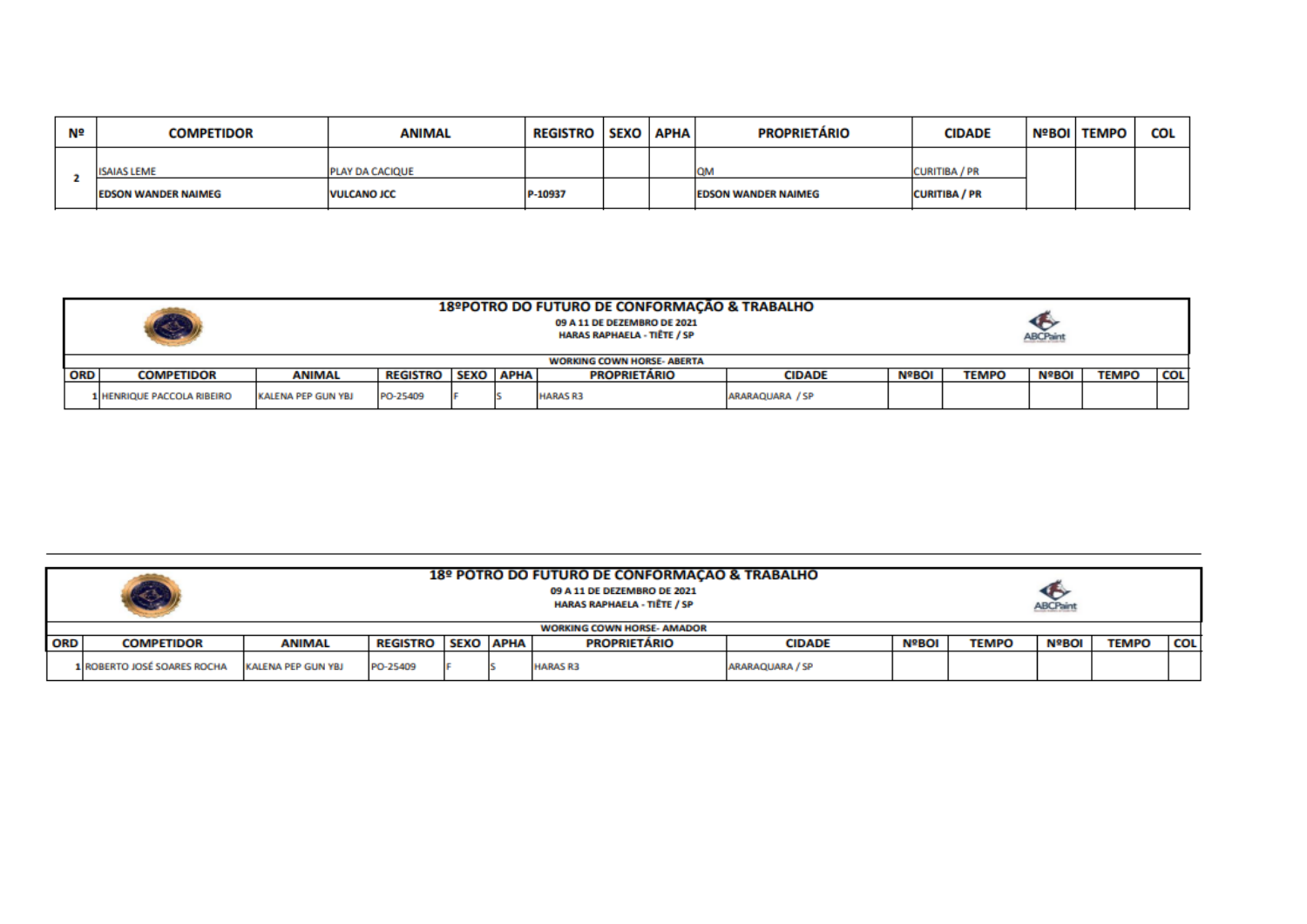| Nº | COMPETIDOR | ANIMAL | REGISTRO | SEXO | APHA | PROPRIETÁRIO | CIDADE | NºBOI | TEMPO | COL |
|---|---|---|---|---|---|---|---|---|---|---|
| 2 | ISAIAS LEME | PLAY DA CACIQUE | | | | QM | CURITIBA / PR | | | |
| | EDSON WANDER NAIMEG | VULCANO JCC | P-10937 | | | EDSON WANDER NAIMEG | CURITIBA / PR | | | |

## 18ºPOTRO DO FUTURO DE CONFORMAÇÃO & TRABALHO

**09 A 11 DE DEZEMBRO DE 2021**

**HARAS RAPHAELA - TIÊTE / SP**

**WORKING COWN HORSE- ABERTA**

| ORD | COMPETIDOR | ANIMAL | REGISTRO | SEXO | APHA | PROPRIETÁRIO | CIDADE | NºBOI | TEMPO | NºBOI | TEMPO | COL |
|---|---|---|---|---|---|---|---|---|---|---|---|---|
| 1 | HENRIQUE PACCOLA RIBEIRO | KALENA PEP GUN YBJ | PO-25409 | F | S | HARAS R3 | ARARAQUARA / SP | | | | | |

## 18º POTRO DO FUTURO DE CONFORMAÇÃO & TRABALHO

**09 A 11 DE DEZEMBRO DE 2021**

**HARAS RAPHAELA - TIÊTE / SP**

**WORKING COWN HORSE- AMADOR**

| ORD | COMPETIDOR | ANIMAL | REGISTRO | SEXO | APHA | PROPRIETÁRIO | CIDADE | NºBOI | TEMPO | NºBOI | TEMPO | COL |
|---|---|---|---|---|---|---|---|---|---|---|---|---|
| 1 | ROBERTO JOSÉ SOARES ROCHA | KALENA PEP GUN YBJ | PO-25409 | F | S | HARAS R3 | ARARAQUARA / SP | | | | | |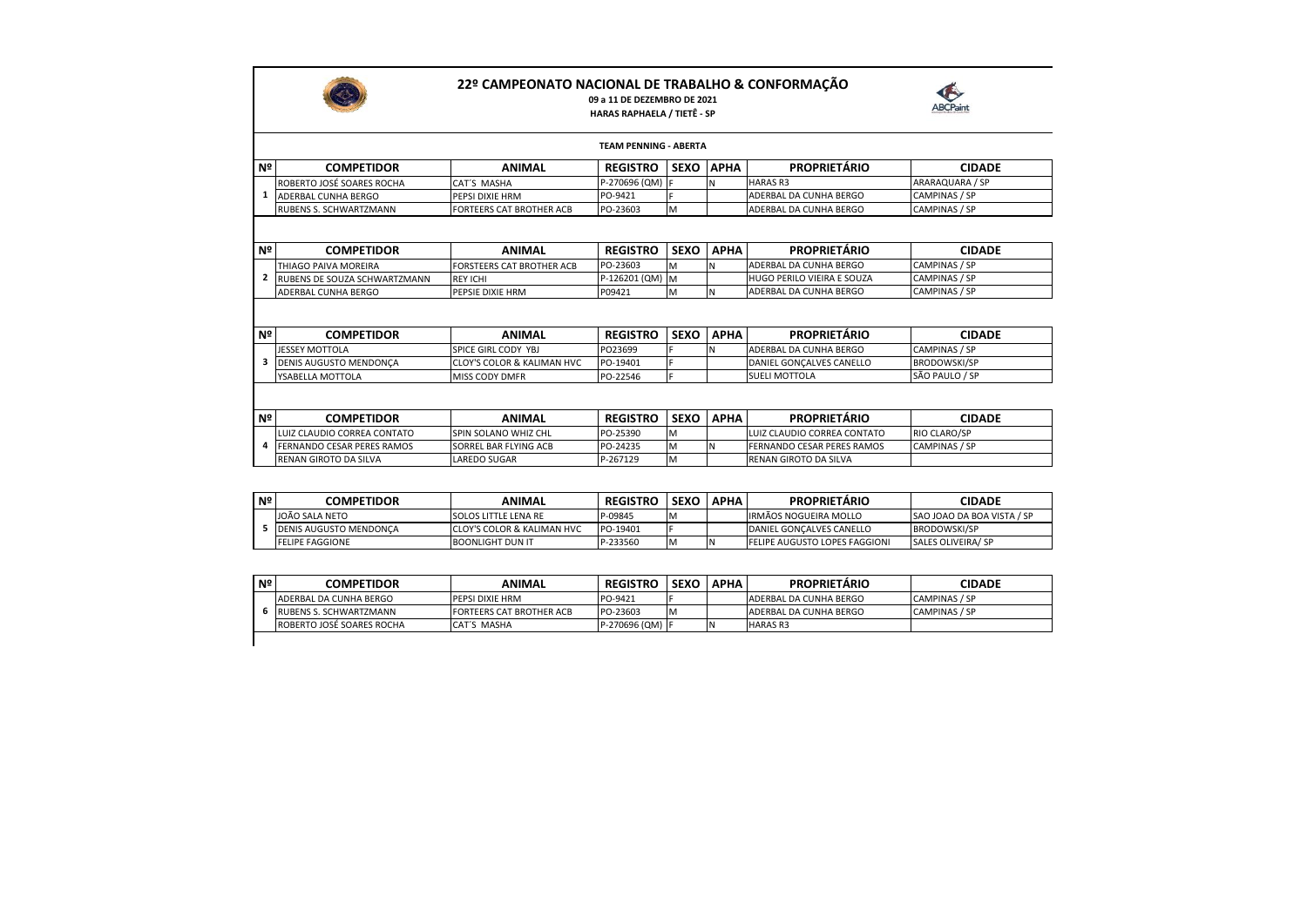# 22º CAMPEONATO NACIONAL DE TRABALHO & CONFORMAÇÃO

**09 a 11 DE DEZEMBRO DE 2021**

**HARAS RAPHAELA / TIETÊ - SP**

**TEAM PENNING - ABERTA**

| Nº | COMPETIDOR | ANIMAL | REGISTRO | SEXO | APHA | PROPRIETÁRIO | CIDADE |
|---|---|---|---|---|---|---|---|
| 1 | ROBERTO JOSÉ SOARES ROCHA | CAT´S MASHA | P-270696 (QM) | F | N | HARAS R3 | ARARAQUARA / SP |
| | ADERBAL CUNHA BERGO | PEPSI DIXIE HRM | PO-9421 | F | | ADERBAL DA CUNHA BERGO | CAMPINAS / SP |
| | RUBENS S. SCHWARTZMANN | FORTEERS CAT BROTHER ACB | PO-23603 | M | | ADERBAL DA CUNHA BERGO | CAMPINAS / SP |

| Nº | COMPETIDOR | ANIMAL | REGISTRO | SEXO | APHA | PROPRIETÁRIO | CIDADE |
|---|---|---|---|---|---|---|---|
| 2 | THIAGO PAIVA MOREIRA | FORSTEERS CAT BROTHER ACB | PO-23603 | M | N | ADERBAL DA CUNHA BERGO | CAMPINAS / SP |
| | RUBENS DE SOUZA SCHWARTZMANN | REY ICHI | P-126201 (QM) | M | | HUGO PERILO VIEIRA E SOUZA | CAMPINAS / SP |
| | ADERBAL CUNHA BERGO | PEPSIE DIXIE HRM | P09421 | M | N | ADERBAL DA CUNHA BERGO | CAMPINAS / SP |

| Nº | COMPETIDOR | ANIMAL | REGISTRO | SEXO | APHA | PROPRIETÁRIO | CIDADE |
|---|---|---|---|---|---|---|---|
| 3 | JESSEY MOTTOLA | SPICE GIRL CODY YBJ | PO23699 | F | N | ADERBAL DA CUNHA BERGO | CAMPINAS / SP |
| | DENIS AUGUSTO MENDONÇA | CLOY'S COLOR & KALIMAN HVC | PO-19401 | F | | DANIEL GONÇALVES CANELLO | BRODOWSKI/SP |
| | YSABELLA MOTTOLA | MISS CODY DMFR | PO-22546 | F | | SUELI MOTTOLA | SÃO PAULO / SP |

| Nº | COMPETIDOR | ANIMAL | REGISTRO | SEXO | APHA | PROPRIETÁRIO | CIDADE |
|---|---|---|---|---|---|---|---|
| 4 | LUIZ CLAUDIO CORREA CONTATO | SPIN SOLANO WHIZ CHL | PO-25390 | M | | LUIZ CLAUDIO CORREA CONTATO | RIO CLARO/SP |
| | FERNANDO CESAR PERES RAMOS | SORREL BAR FLYING ACB | PO-24235 | M | N | FERNANDO CESAR PERES RAMOS | CAMPINAS / SP |
| | RENAN GIROTO DA SILVA | LAREDO SUGAR | P-267129 | M | | RENAN GIROTO DA SILVA | |

| Nº | COMPETIDOR | ANIMAL | REGISTRO | SEXO | APHA | PROPRIETÁRIO | CIDADE |
|---|---|---|---|---|---|---|---|
| 5 | JOÃO SALA NETO | SOLOS LITTLE LENA RE | P-09845 | M | | IRMÃOS NOGUEIRA MOLLO | SAO JOAO DA BOA VISTA / SP |
| | DENIS AUGUSTO MENDONÇA | CLOY'S COLOR & KALIMAN HVC | PO-19401 | F | | DANIEL GONÇALVES CANELLO | BRODOWSKI/SP |
| | FELIPE FAGGIONE | BOONLIGHT DUN IT | P-233560 | M | N | FELIPE AUGUSTO LOPES FAGGIONI | SALES OLIVEIRA/ SP |

| Nº | COMPETIDOR | ANIMAL | REGISTRO | SEXO | APHA | PROPRIETÁRIO | CIDADE |
|---|---|---|---|---|---|---|---|
| 6 | ADERBAL DA CUNHA BERGO | PEPSI DIXIE HRM | PO-9421 | F | | ADERBAL DA CUNHA BERGO | CAMPINAS / SP |
| | RUBENS S. SCHWARTZMANN | FORTEERS CAT BROTHER ACB | PO-23603 | M | | ADERBAL DA CUNHA BERGO | CAMPINAS / SP |
| | ROBERTO JOSÉ SOARES ROCHA | CAT´S MASHA | P-270696 (QM) | F | N | HARAS R3 | |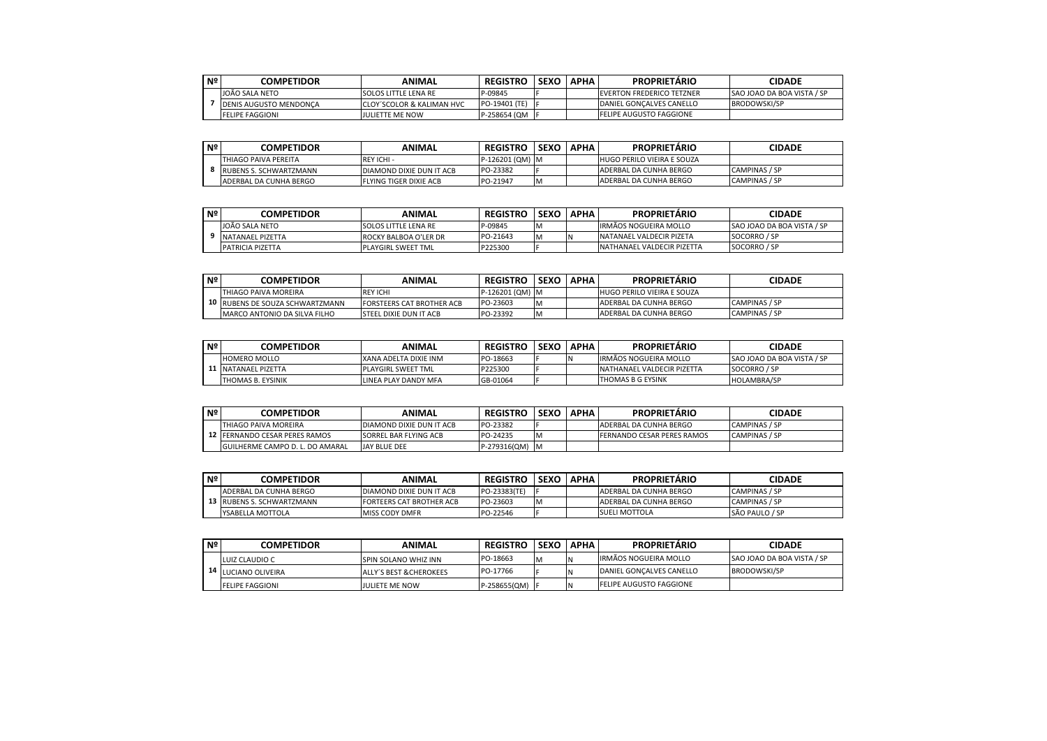| Nº | COMPETIDOR | ANIMAL | REGISTRO | SEXO | APHA | PROPRIETÁRIO | CIDADE |
|---|---|---|---|---|---|---|---|
| 7 | JOÃO SALA NETO | SOLOS LITTLE LENA RE | P-09845 | F | | EVERTON FREDERICO TETZNER | SAO JOAO DA BOA VISTA / SP |
| | DENIS AUGUSTO MENDONÇA | CLOY´SCOLOR & KALIMAN HVC | PO-19401 (TE) | F | | DANIEL GONÇALVES CANELLO | BRODOWSKI/SP |
| | FELIPE FAGGIONI | JULIETTE ME NOW | P-258654 (QM | F | | FELIPE AUGUSTO FAGGIONE | |

| Nº | COMPETIDOR | ANIMAL | REGISTRO | SEXO | APHA | PROPRIETÁRIO | CIDADE |
|---|---|---|---|---|---|---|---|
| 8 | THIAGO PAIVA PEREITA | REY ICHI - | P-126201 (QM) | M | | HUGO PERILO VIEIRA E SOUZA | |
| | RUBENS S. SCHWARTZMANN | DIAMOND DIXIE DUN IT ACB | PO-23382 | F | | ADERBAL DA CUNHA BERGO | CAMPINAS / SP |
| | ADERBAL DA CUNHA BERGO | FLYING TIGER DIXIE ACB | PO-21947 | M | | ADERBAL DA CUNHA BERGO | CAMPINAS / SP |

| Nº | COMPETIDOR | ANIMAL | REGISTRO | SEXO | APHA | PROPRIETÁRIO | CIDADE |
|---|---|---|---|---|---|---|---|
| 9 | JOÃO SALA NETO | SOLOS LITTLE LENA RE | P-09845 | M | | IRMÃOS NOGUEIRA MOLLO | SAO JOAO DA BOA VISTA / SP |
| | NATANAEL PIZETTA | ROCKY BALBOA O'LER DR | PO-21643 | M | N | NATANAEL VALDECIR PIZETA | SOCORRO / SP |
| | PATRICIA PIZETTA | PLAYGIRL SWEET TML | P225300 | M | | NATHANAEL VALDECIR PIZETTA | SOCORRO / SP |

| Nº | COMPETIDOR | ANIMAL | REGISTRO | SEXO | APHA | PROPRIETÁRIO | CIDADE |
|---|---|---|---|---|---|---|---|
| 10 | THIAGO PAIVA MOREIRA | REY ICHI | P-126201 (QM) | M | | HUGO PERILO VIEIRA E SOUZA | |
| | RUBENS DE SOUZA SCHWARTZMANN | FORSTEERS CAT BROTHER ACB | PO-23603 | M | | ADERBAL DA CUNHA BERGO | CAMPINAS / SP |
| | MARCO ANTONIO DA SILVA FILHO | STEEL DIXIE DUN IT ACB | PO-23392 | M | | ADERBAL DA CUNHA BERGO | CAMPINAS / SP |

| Nº | COMPETIDOR | ANIMAL | REGISTRO | SEXO | APHA | PROPRIETÁRIO | CIDADE |
|---|---|---|---|---|---|---|---|
| 11 | HOMERO MOLLO | XANA ADELTA DIXIE INM | PO-18663 | F | N | IRMÃOS NOGUEIRA MOLLO | SAO JOAO DA BOA VISTA / SP |
| | NATANAEL PIZETTA | PLAYGIRL SWEET TML | P225300 | F | | NATHANAEL VALDECIR PIZETTA | SOCORRO / SP |
| | THOMAS B. EYSINIK | LINEA PLAY DANDY MFA | GB-01064 | F | | THOMAS B G EYSINK | HOLAMBRA/SP |

| Nº | COMPETIDOR | ANIMAL | REGISTRO | SEXO | APHA | PROPRIETÁRIO | CIDADE |
|---|---|---|---|---|---|---|---|
| 12 | THIAGO PAIVA MOREIRA | DIAMOND DIXIE DUN IT ACB | PO-23382 | F | | ADERBAL DA CUNHA BERGO | CAMPINAS / SP |
| | FERNANDO CESAR PERES RAMOS | SORREL BAR FLYING ACB | PO-24235 | M | | FERNANDO CESAR PERES RAMOS | CAMPINAS / SP |
| | GUILHERME CAMPO D. L. DO AMARAL | JAY BLUE DEE | P-279316(QM) | M | | | |

| Nº | COMPETIDOR | ANIMAL | REGISTRO | SEXO | APHA | PROPRIETÁRIO | CIDADE |
|---|---|---|---|---|---|---|---|
| 13 | ADERBAL DA CUNHA BERGO | DIAMOND DIXIE DUN IT ACB | PO-23383(TE) | F | | ADERBAL DA CUNHA BERGO | CAMPINAS / SP |
| | RUBENS S. SCHWARTZMANN | FORTEERS CAT BROTHER ACB | PO-23603 | M | | ADERBAL DA CUNHA BERGO | CAMPINAS / SP |
| | YSABELLA MOTTOLA | MISS CODY DMFR | PO-22546 | F | | SUELI MOTTOLA | SÃO PAULO / SP |

| Nº | COMPETIDOR | ANIMAL | REGISTRO | SEXO | APHA | PROPRIETÁRIO | CIDADE |
|---|---|---|---|---|---|---|---|
| 14 | LUIZ CLAUDIO C | SPIN SOLANO WHIZ INN | PO-18663 | M | N | IRMÃOS NOGUEIRA MOLLO | SAO JOAO DA BOA VISTA / SP |
| | LUCIANO OLIVEIRA | ALLY´S BEST &CHEROKEES | PO-17766 | F | N | DANIEL GONÇALVES CANELLO | BRODOWSKI/SP |
| | FELIPE FAGGIONI | JULIETE ME NOW | P-258655(QM) | F | N | FELIPE AUGUSTO FAGGIONE | |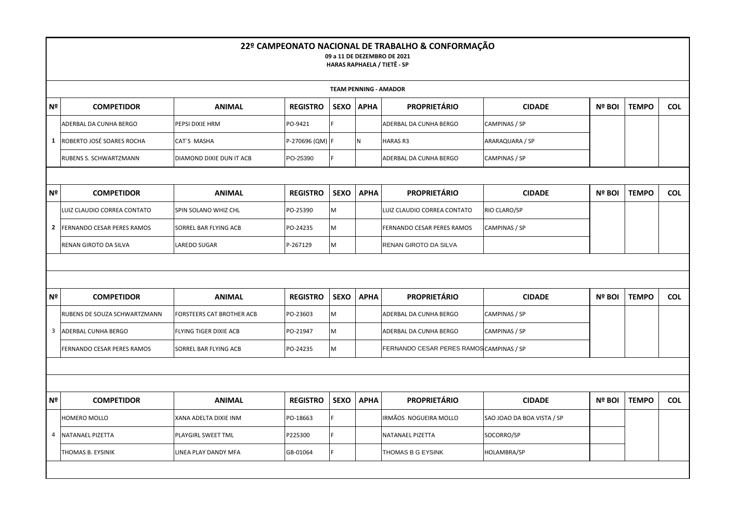# 22º CAMPEONATO NACIONAL DE TRABALHO & CONFORMAÇÃO

**09 a 11 DE DEZEMBRO DE 2021**

**HARAS RAPHAELA / TIETÊ - SP**

**TEAM PENNING - AMADOR**

| Nº | COMPETIDOR | ANIMAL | REGISTRO | SEXO | APHA | PROPRIETÁRIO | CIDADE | Nº BOI | TEMPO | COL |
|---|---|---|---|---|---|---|---|---|---|---|
| 1 | ADERBAL DA CUNHA BERGO | PEPSI DIXIE HRM | PO-9421 | F | | ADERBAL DA CUNHA BERGO | CAMPINAS / SP | | | |
| | ROBERTO JOSÉ SOARES ROCHA | CAT´S MASHA | P-270696 (QM) | F | N | HARAS R3 | ARARAQUARA / SP | | | |
| | RUBENS S. SCHWARTZMANN | DIAMOND DIXIE DUN IT ACB | PO-25390 | F | | ADERBAL DA CUNHA BERGO | CAMPINAS / SP | | | |

| Nº | COMPETIDOR | ANIMAL | REGISTRO | SEXO | APHA | PROPRIETÁRIO | CIDADE | Nº BOI | TEMPO | COL |
|---|---|---|---|---|---|---|---|---|---|---|
| 2 | LUIZ CLAUDIO CORREA CONTATO | SPIN SOLANO WHIZ CHL | PO-25390 | M | | LUIZ CLAUDIO CORREA CONTATO | RIO CLARO/SP | | | |
| | FERNANDO CESAR PERES RAMOS | SORREL BAR FLYING ACB | PO-24235 | M | | FERNANDO CESAR PERES RAMOS | CAMPINAS / SP | | | |
| | RENAN GIROTO DA SILVA | LAREDO SUGAR | P-267129 | M | | RENAN GIROTO DA SILVA | | | | |

| Nº | COMPETIDOR | ANIMAL | REGISTRO | SEXO | APHA | PROPRIETÁRIO | CIDADE | Nº BOI | TEMPO | COL |
|---|---|---|---|---|---|---|---|---|---|---|
| 3 | RUBENS DE SOUZA SCHWARTZMANN | FORSTEERS CAT BROTHER ACB | PO-23603 | M | | ADERBAL DA CUNHA BERGO | CAMPINAS / SP | | | |
| | ADERBAL CUNHA BERGO | FLYING TIGER DIXIE ACB | PO-21947 | M | | ADERBAL DA CUNHA BERGO | CAMPINAS / SP | | | |
| | FERNANDO CESAR PERES RAMOS | SORREL BAR FLYING ACB | PO-24235 | M | | FERNANDO CESAR PERES RAMOS | CAMPINAS / SP | | | |

| Nº | COMPETIDOR | ANIMAL | REGISTRO | SEXO | APHA | PROPRIETÁRIO | CIDADE | Nº BOI | TEMPO | COL |
|---|---|---|---|---|---|---|---|---|---|---|
| 4 | HOMERO MOLLO | XANA ADELTA DIXIE INM | PO-18663 | F | | IRMÃOS NOGUEIRA MOLLO | SAO JOAO DA BOA VISTA / SP | | | |
| | NATANAEL PIZETTA | PLAYGIRL SWEET TML | P225300 | F | | NATANAEL PIZETTA | SOCORRO/SP | | | |
| | THOMAS B. EYSINIK | LINEA PLAY DANDY MFA | GB-01064 | F | | THOMAS B G EYSINK | HOLAMBRA/SP | | | |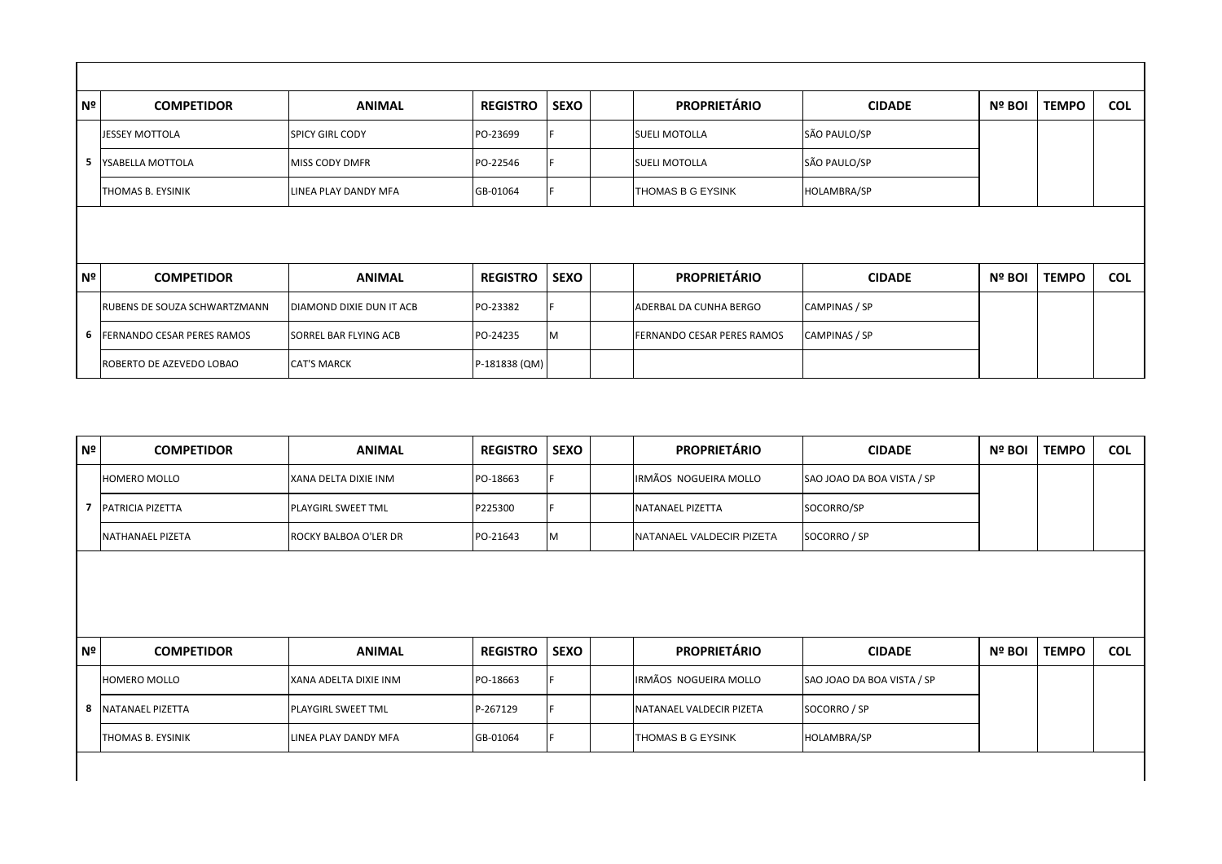| Nº | COMPETIDOR | ANIMAL | REGISTRO | SEXO | | PROPRIETÁRIO | CIDADE | Nº BOI | TEMPO | COL |
|---|---|---|---|---|---|---|---|---|---|---|
| 5 | JESSEY MOTTOLA | SPICY GIRL CODY | PO-23699 | F | | SUELI MOTOLLA | SÃO PAULO/SP | | | |
| | YSABELLA MOTTOLA | MISS CODY DMFR | PO-22546 | F | | SUELI MOTOLLA | SÃO PAULO/SP | | | |
| | THOMAS B. EYSINIK | LINEA PLAY DANDY MFA | GB-01064 | F | | THOMAS B G EYSINK | HOLAMBRA/SP | | | |

| Nº | COMPETIDOR | ANIMAL | REGISTRO | SEXO | | PROPRIETÁRIO | CIDADE | Nº BOI | TEMPO | COL |
|---|---|---|---|---|---|---|---|---|---|---|
| 6 | RUBENS DE SOUZA SCHWARTZMANN | DIAMOND DIXIE DUN IT ACB | PO-23382 | F | | ADERBAL DA CUNHA BERGO | CAMPINAS / SP | | | |
| | FERNANDO CESAR PERES RAMOS | SORREL BAR FLYING ACB | PO-24235 | M | | FERNANDO CESAR PERES RAMOS | CAMPINAS / SP | | | |
| | ROBERTO DE AZEVEDO LOBAO | CAT'S MARCK | P-181838 (QM) | | | | | | | |

| Nº | COMPETIDOR | ANIMAL | REGISTRO | SEXO | | PROPRIETÁRIO | CIDADE | Nº BOI | TEMPO | COL |
|---|---|---|---|---|---|---|---|---|---|---|
| 7 | HOMERO MOLLO | XANA DELTA DIXIE INM | PO-18663 | F | | IRMÃOS NOGUEIRA MOLLO | SAO JOAO DA BOA VISTA / SP | | | |
| | PATRICIA PIZETTA | PLAYGIRL SWEET TML | P225300 | F | | NATANAEL PIZETTA | SOCORRO/SP | | | |
| | NATHANAEL PIZETA | ROCKY BALBOA O'LER DR | PO-21643 | M | | NATANAEL VALDECIR PIZETA | SOCORRO / SP | | | |

| Nº | COMPETIDOR | ANIMAL | REGISTRO | SEXO | | PROPRIETÁRIO | CIDADE | Nº BOI | TEMPO | COL |
|---|---|---|---|---|---|---|---|---|---|---|
| 8 | HOMERO MOLLO | XANA ADELTA DIXIE INM | PO-18663 | F | | IRMÃOS NOGUEIRA MOLLO | SAO JOAO DA BOA VISTA / SP | | | |
| | NATANAEL PIZETTA | PLAYGIRL SWEET TML | P-267129 | F | | NATANAEL VALDECIR PIZETA | SOCORRO / SP | | | |
| | THOMAS B. EYSINIK | LINEA PLAY DANDY MFA | GB-01064 | F | | THOMAS B G EYSINK | HOLAMBRA/SP | | | |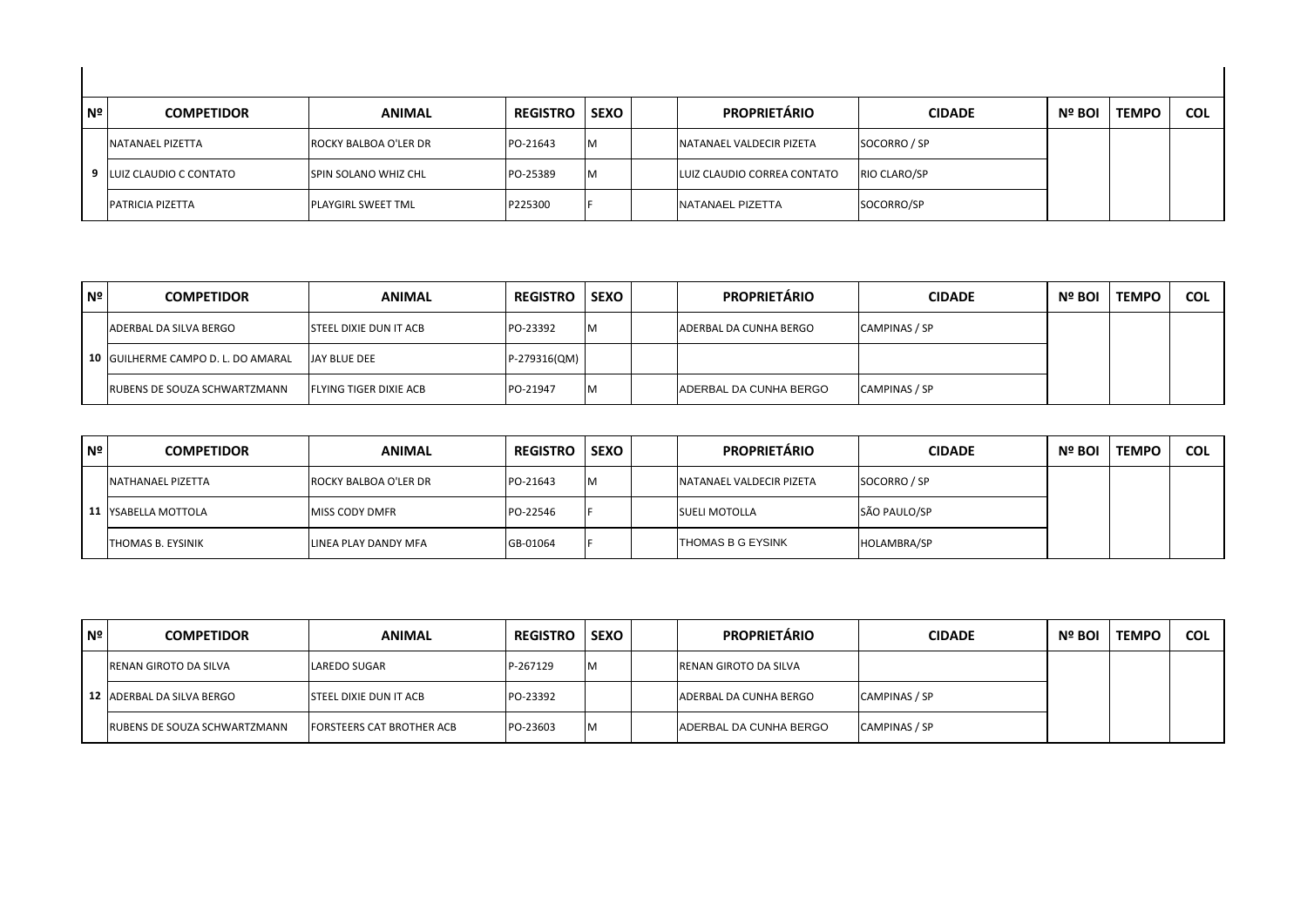| Nº | COMPETIDOR | ANIMAL | REGISTRO | SEXO | | PROPRIETÁRIO | CIDADE | Nº BOI | TEMPO | COL |
|---|---|---|---|---|---|---|---|---|---|---|
| | NATANAEL PIZETTA | ROCKY BALBOA O'LER DR | PO-21643 | M | | NATANAEL VALDECIR PIZETA | SOCORRO / SP | | | |
| 9 | LUIZ CLAUDIO C CONTATO | SPIN SOLANO WHIZ CHL | PO-25389 | M | | LUIZ CLAUDIO CORREA CONTATO | RIO CLARO/SP | | | |
| | PATRICIA PIZETTA | PLAYGIRL SWEET TML | P225300 | F | | NATANAEL PIZETTA | SOCORRO/SP | | | |

| Nº | COMPETIDOR | ANIMAL | REGISTRO | SEXO | | PROPRIETÁRIO | CIDADE | Nº BOI | TEMPO | COL |
|---|---|---|---|---|---|---|---|---|---|---|
| | ADERBAL DA SILVA BERGO | STEEL DIXIE DUN IT ACB | PO-23392 | M | | ADERBAL DA CUNHA BERGO | CAMPINAS / SP | | | |
| 10 | GUILHERME CAMPO D. L. DO AMARAL | JAY BLUE DEE | P-279316(QM) | | | | | | | |
| | RUBENS DE SOUZA SCHWARTZMANN | FLYING TIGER DIXIE ACB | PO-21947 | M | | ADERBAL DA CUNHA BERGO | CAMPINAS / SP | | | |

| Nº | COMPETIDOR | ANIMAL | REGISTRO | SEXO | | PROPRIETÁRIO | CIDADE | Nº BOI | TEMPO | COL |
|---|---|---|---|---|---|---|---|---|---|---|
| | NATHANAEL PIZETTA | ROCKY BALBOA O'LER DR | PO-21643 | M | | NATANAEL VALDECIR PIZETA | SOCORRO / SP | | | |
| 11 | YSABELLA MOTTOLA | MISS CODY DMFR | PO-22546 | F | | SUELI MOTOLLA | SÃO PAULO/SP | | | |
| | THOMAS B. EYSINIK | LINEA PLAY DANDY MFA | GB-01064 | F | | THOMAS B G EYSINK | HOLAMBRA/SP | | | |

| Nº | COMPETIDOR | ANIMAL | REGISTRO | SEXO | | PROPRIETÁRIO | CIDADE | Nº BOI | TEMPO | COL |
|---|---|---|---|---|---|---|---|---|---|---|
| | RENAN GIROTO DA SILVA | LAREDO SUGAR | P-267129 | M | | RENAN GIROTO DA SILVA | | | | |
| 12 | ADERBAL DA SILVA BERGO | STEEL DIXIE DUN IT ACB | PO-23392 | | | ADERBAL DA CUNHA BERGO | CAMPINAS / SP | | | |
| | RUBENS DE SOUZA SCHWARTZMANN | FORSTEERS CAT BROTHER ACB | PO-23603 | M | | ADERBAL DA CUNHA BERGO | CAMPINAS / SP | | | |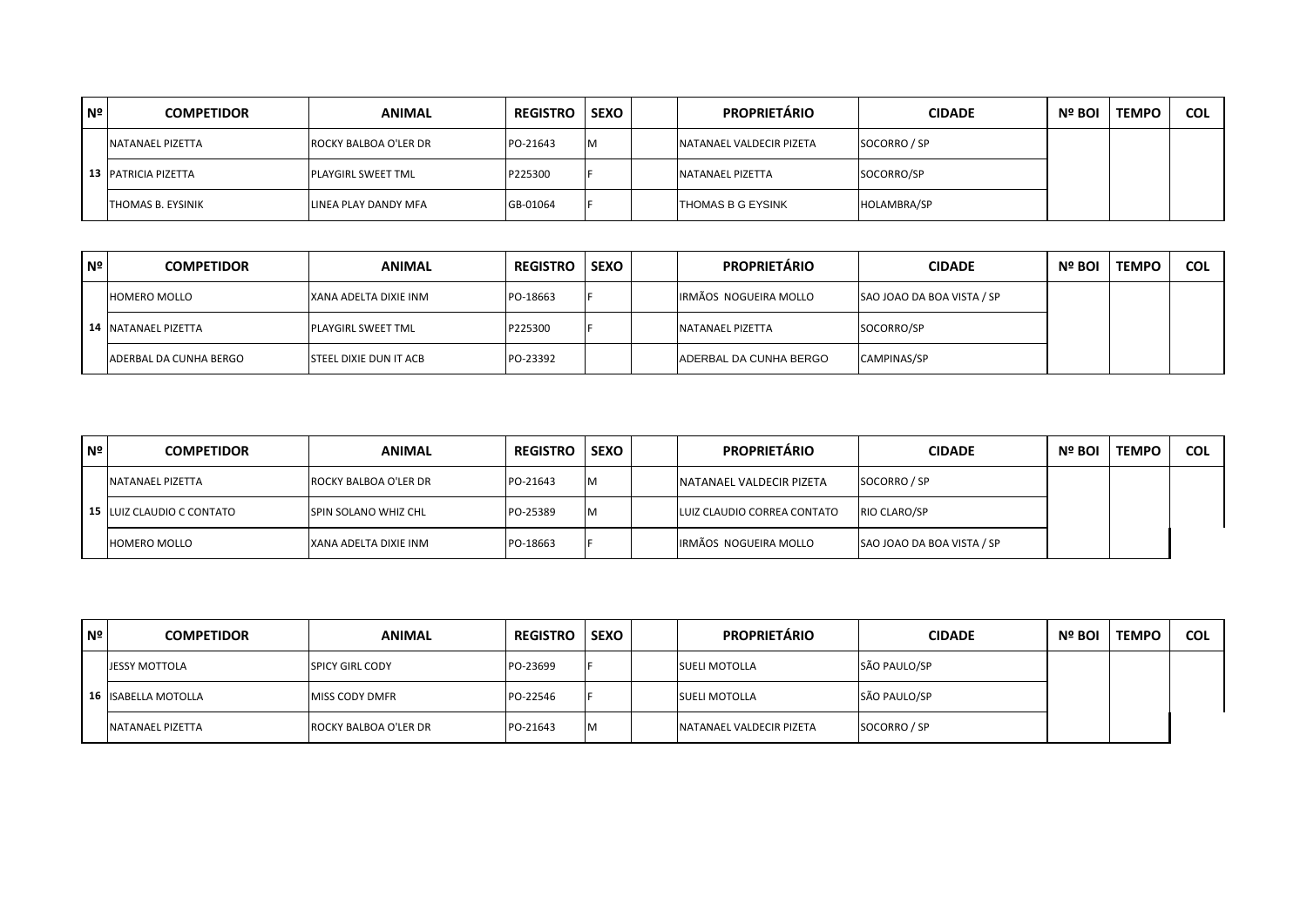| Nº | COMPETIDOR | ANIMAL | REGISTRO | SEXO | | PROPRIETÁRIO | CIDADE | Nº BOI | TEMPO | COL |
|---|---|---|---|---|---|---|---|---|---|---|
| | NATANAEL PIZETTA | ROCKY BALBOA O'LER DR | PO-21643 | M | | NATANAEL VALDECIR PIZETA | SOCORRO / SP | | | |
| 13 | PATRICIA PIZETTA | PLAYGIRL SWEET TML | P225300 | F | | NATANAEL PIZETTA | SOCORRO/SP | | | |
| | THOMAS B. EYSINIK | LINEA PLAY DANDY MFA | GB-01064 | F | | THOMAS B G EYSINK | HOLAMBRA/SP | | | |

| Nº | COMPETIDOR | ANIMAL | REGISTRO | SEXO | | PROPRIETÁRIO | CIDADE | Nº BOI | TEMPO | COL |
|---|---|---|---|---|---|---|---|---|---|---|
| | HOMERO MOLLO | XANA ADELTA DIXIE INM | PO-18663 | F | | IRMÃOS NOGUEIRA MOLLO | SAO JOAO DA BOA VISTA / SP | | | |
| 14 | NATANAEL PIZETTA | PLAYGIRL SWEET TML | P225300 | F | | NATANAEL PIZETTA | SOCORRO/SP | | | |
| | ADERBAL DA CUNHA BERGO | STEEL DIXIE DUN IT ACB | PO-23392 | | | ADERBAL DA CUNHA BERGO | CAMPINAS/SP | | | |

| Nº | COMPETIDOR | ANIMAL | REGISTRO | SEXO | | PROPRIETÁRIO | CIDADE | Nº BOI | TEMPO | COL |
|---|---|---|---|---|---|---|---|---|---|---|
| | NATANAEL PIZETTA | ROCKY BALBOA O'LER DR | PO-21643 | M | | NATANAEL VALDECIR PIZETA | SOCORRO / SP | | | |
| 15 | LUIZ CLAUDIO C CONTATO | SPIN SOLANO WHIZ CHL | PO-25389 | M | | LUIZ CLAUDIO CORREA CONTATO | RIO CLARO/SP | | | |
| | HOMERO MOLLO | XANA ADELTA DIXIE INM | PO-18663 | F | | IRMÃOS NOGUEIRA MOLLO | SAO JOAO DA BOA VISTA / SP | | | |

| Nº | COMPETIDOR | ANIMAL | REGISTRO | SEXO | | PROPRIETÁRIO | CIDADE | Nº BOI | TEMPO | COL |
|---|---|---|---|---|---|---|---|---|---|---|
| | JESSY MOTTOLA | SPICY GIRL CODY | PO-23699 | F | | SUELI MOTOLLA | SÃO PAULO/SP | | | |
| 16 | ISABELLA MOTOLLA | MISS CODY DMFR | PO-22546 | F | | SUELI MOTOLLA | SÃO PAULO/SP | | | |
| | NATANAEL PIZETTA | ROCKY BALBOA O'LER DR | PO-21643 | M | | NATANAEL VALDECIR PIZETA | SOCORRO / SP | | | |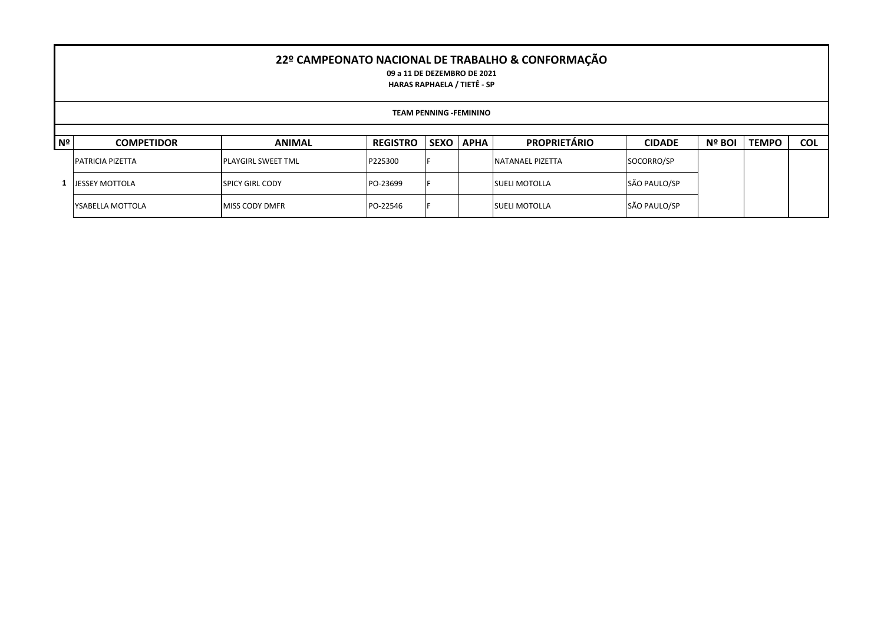# 22º CAMPEONATO NACIONAL DE TRABALHO & CONFORMAÇÃO

**09 a 11 DE DEZEMBRO DE 2021**

**HARAS RAPHAELA / TIETÊ - SP**

**TEAM PENNING -FEMININO**

| Nº | COMPETIDOR | ANIMAL | REGISTRO | SEXO | APHA | PROPRIETÁRIO | CIDADE | Nº BOI | TEMPO | COL |
|---|---|---|---|---|---|---|---|---|---|---|
| 1 | PATRICIA PIZETTA | PLAYGIRL SWEET TML | P225300 | F | | NATANAEL PIZETTA | SOCORRO/SP | | | |
| | JESSEY MOTTOLA | SPICY GIRL CODY | PO-23699 | F | | SUELI MOTOLLA | SÃO PAULO/SP | | | |
| | YSABELLA MOTTOLA | MISS CODY DMFR | PO-22546 | F | | SUELI MOTOLLA | SÃO PAULO/SP | | | |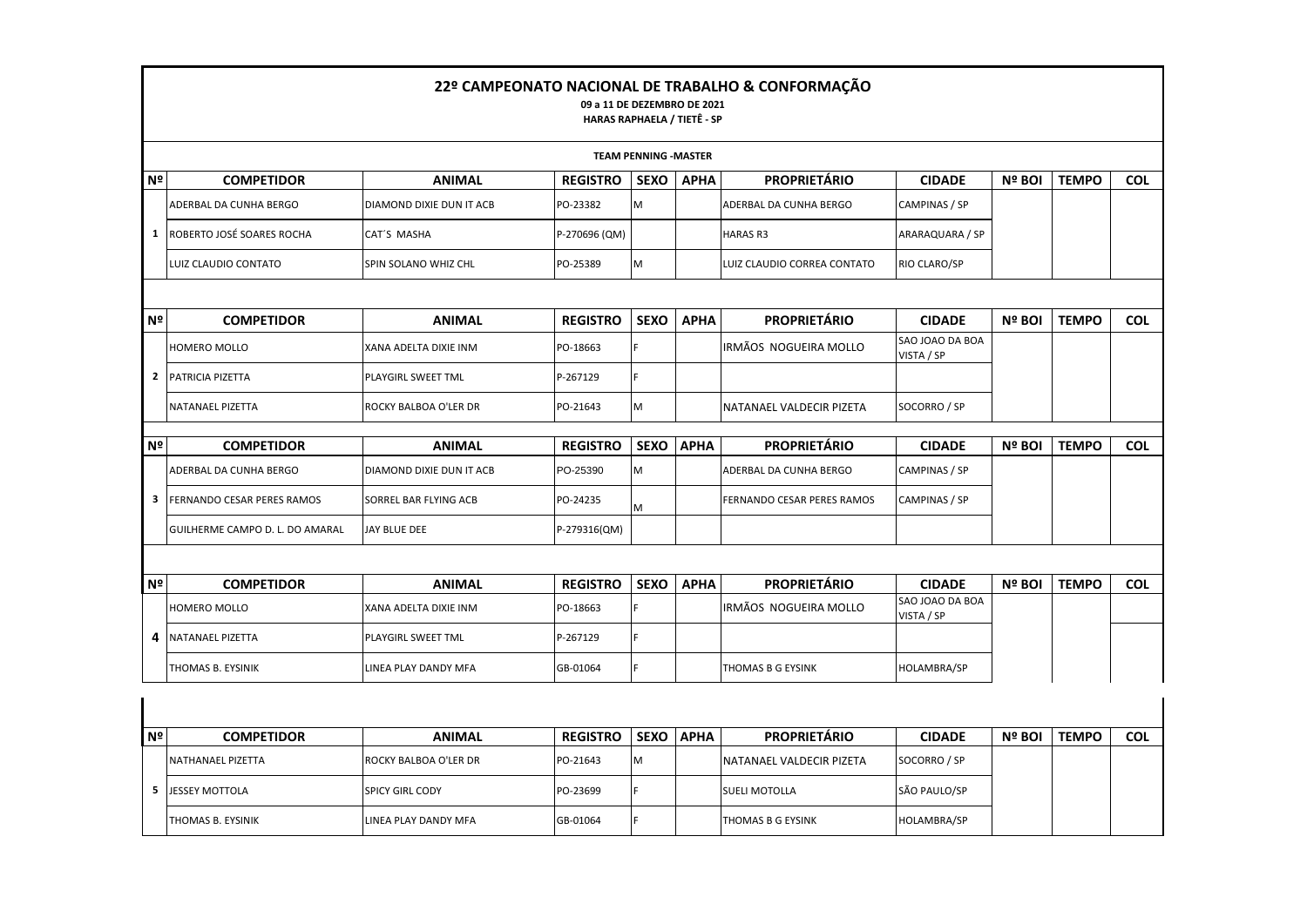# 22º CAMPEONATO NACIONAL DE TRABALHO & CONFORMAÇÃO

**09 a 11 DE DEZEMBRO DE 2021**

**HARAS RAPHAELA / TIETÊ - SP**

**TEAM PENNING -MASTER**

| Nº | COMPETIDOR | ANIMAL | REGISTRO | SEXO | APHA | PROPRIETÁRIO | CIDADE | Nº BOI | TEMPO | COL |
|---|---|---|---|---|---|---|---|---|---|---|
| 1 | ADERBAL DA CUNHA BERGO | DIAMOND DIXIE DUN IT ACB | PO-23382 | M | | ADERBAL DA CUNHA BERGO | CAMPINAS / SP | | | |
| | ROBERTO JOSÉ SOARES ROCHA | CAT´S MASHA | P-270696 (QM) | | | HARAS R3 | ARARAQUARA / SP | | | |
| | LUIZ CLAUDIO CONTATO | SPIN SOLANO WHIZ CHL | PO-25389 | M | | LUIZ CLAUDIO CORREA CONTATO | RIO CLARO/SP | | | |

| Nº | COMPETIDOR | ANIMAL | REGISTRO | SEXO | APHA | PROPRIETÁRIO | CIDADE | Nº BOI | TEMPO | COL |
|---|---|---|---|---|---|---|---|---|---|---|
| 2 | HOMERO MOLLO | XANA ADELTA DIXIE INM | PO-18663 | F | | IRMÃOS NOGUEIRA MOLLO | SAO JOAO DA BOA VISTA / SP | | | |
| | PATRICIA PIZETTA | PLAYGIRL SWEET TML | P-267129 | F | | | | | | |
| | NATANAEL PIZETTA | ROCKY BALBOA O'LER DR | PO-21643 | M | | NATANAEL VALDECIR PIZETA | SOCORRO / SP | | | |

| Nº | COMPETIDOR | ANIMAL | REGISTRO | SEXO | APHA | PROPRIETÁRIO | CIDADE | Nº BOI | TEMPO | COL |
|---|---|---|---|---|---|---|---|---|---|---|
| 3 | ADERBAL DA CUNHA BERGO | DIAMOND DIXIE DUN IT ACB | PO-25390 | M | | ADERBAL DA CUNHA BERGO | CAMPINAS / SP | | | |
| | FERNANDO CESAR PERES RAMOS | SORREL BAR FLYING ACB | PO-24235 | M | | FERNANDO CESAR PERES RAMOS | CAMPINAS / SP | | | |
| | GUILHERME CAMPO D. L. DO AMARAL | JAY BLUE DEE | P-279316(QM) | | | | | | | |

| Nº | COMPETIDOR | ANIMAL | REGISTRO | SEXO | APHA | PROPRIETÁRIO | CIDADE | Nº BOI | TEMPO | COL |
|---|---|---|---|---|---|---|---|---|---|---|
| 4 | HOMERO MOLLO | XANA ADELTA DIXIE INM | PO-18663 | F | | IRMÃOS NOGUEIRA MOLLO | SAO JOAO DA BOA VISTA / SP | | | |
| | NATANAEL PIZETTA | PLAYGIRL SWEET TML | P-267129 | F | | | | | | |
| | THOMAS B. EYSINIK | LINEA PLAY DANDY MFA | GB-01064 | F | | THOMAS B G EYSINK | HOLAMBRA/SP | | | |

| Nº | COMPETIDOR | ANIMAL | REGISTRO | SEXO | APHA | PROPRIETÁRIO | CIDADE | Nº BOI | TEMPO | COL |
|---|---|---|---|---|---|---|---|---|---|---|
| 5 | NATHANAEL PIZETTA | ROCKY BALBOA O'LER DR | PO-21643 | M | | NATANAEL VALDECIR PIZETA | SOCORRO / SP | | | |
| | JESSEY MOTTOLA | SPICY GIRL CODY | PO-23699 | F | | SUELI MOTOLLA | SÃO PAULO/SP | | | |
| | THOMAS B. EYSINIK | LINEA PLAY DANDY MFA | GB-01064 | F | | THOMAS B G EYSINK | HOLAMBRA/SP | | | |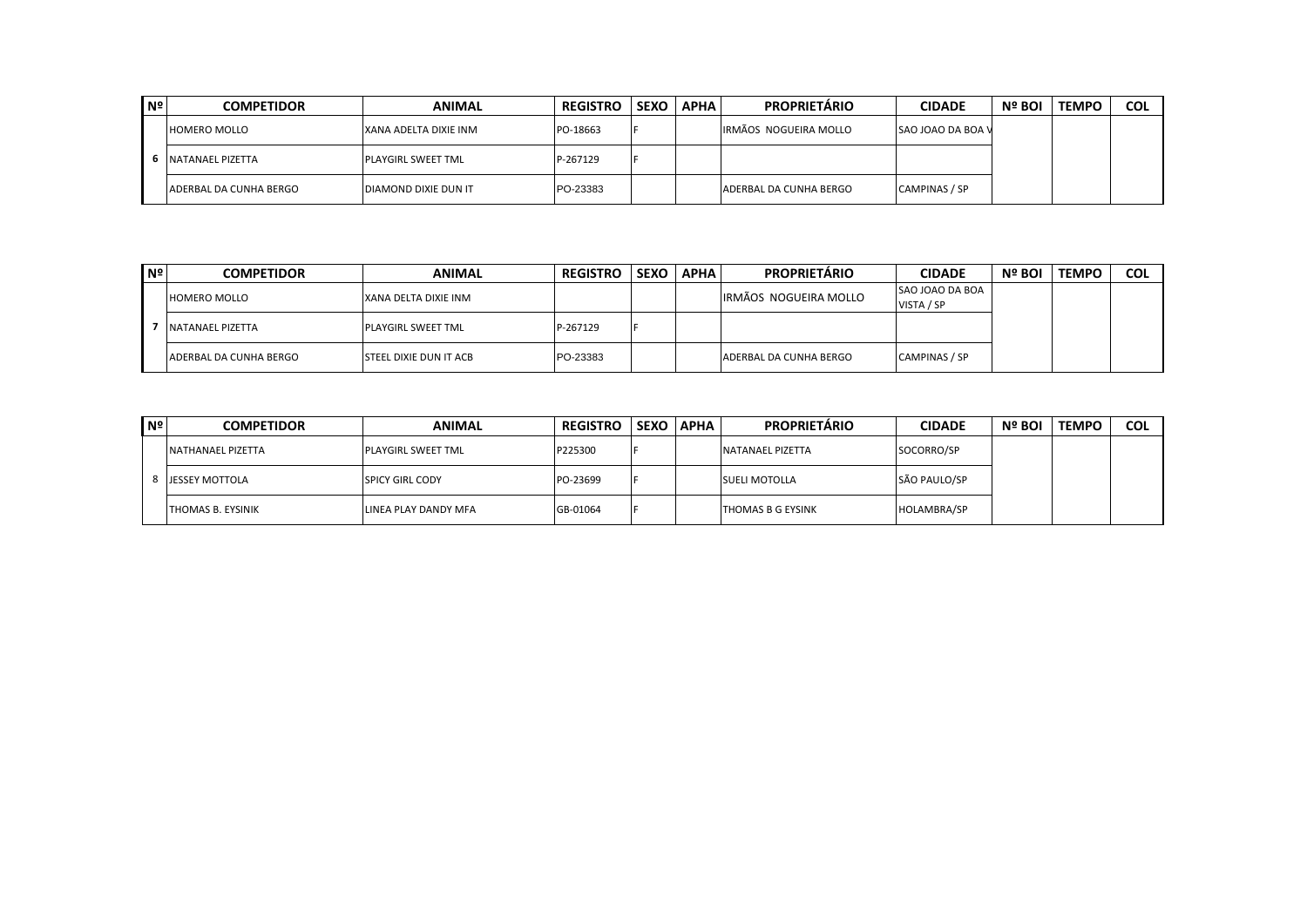| Nº | COMPETIDOR | ANIMAL | REGISTRO | SEXO | APHA | PROPRIETÁRIO | CIDADE | Nº BOI | TEMPO | COL |
|---|---|---|---|---|---|---|---|---|---|---|
| 6 | HOMERO MOLLO | XANA ADELTA DIXIE INM | PO-18663 | F | | IRMÃOS NOGUEIRA MOLLO | SAO JOAO DA BOA V | | | |
| | NATANAEL PIZETTA | PLAYGIRL SWEET TML | P-267129 | F | | | | | | |
| | ADERBAL DA CUNHA BERGO | DIAMOND DIXIE DUN IT | PO-23383 | | | ADERBAL DA CUNHA BERGO | CAMPINAS / SP | | | |

| Nº | COMPETIDOR | ANIMAL | REGISTRO | SEXO | APHA | PROPRIETÁRIO | CIDADE | Nº BOI | TEMPO | COL |
|---|---|---|---|---|---|---|---|---|---|---|
| 7 | HOMERO MOLLO | XANA DELTA DIXIE INM | | | | IRMÃOS NOGUEIRA MOLLO | SAO JOAO DA BOA VISTA / SP | | | |
| | NATANAEL PIZETTA | PLAYGIRL SWEET TML | P-267129 | F | | | | | | |
| | ADERBAL DA CUNHA BERGO | STEEL DIXIE DUN IT ACB | PO-23383 | | | ADERBAL DA CUNHA BERGO | CAMPINAS / SP | | | |

| Nº | COMPETIDOR | ANIMAL | REGISTRO | SEXO | APHA | PROPRIETÁRIO | CIDADE | Nº BOI | TEMPO | COL |
|---|---|---|---|---|---|---|---|---|---|---|
| 8 | NATHANAEL PIZETTA | PLAYGIRL SWEET TML | P225300 | F | | NATANAEL PIZETTA | SOCORRO/SP | | | |
| | JESSEY MOTTOLA | SPICY GIRL CODY | PO-23699 | F | | SUELI MOTOLLA | SÃO PAULO/SP | | | |
| | THOMAS B. EYSINIK | LINEA PLAY DANDY MFA | GB-01064 | F | | THOMAS B G EYSINK | HOLAMBRA/SP | | | |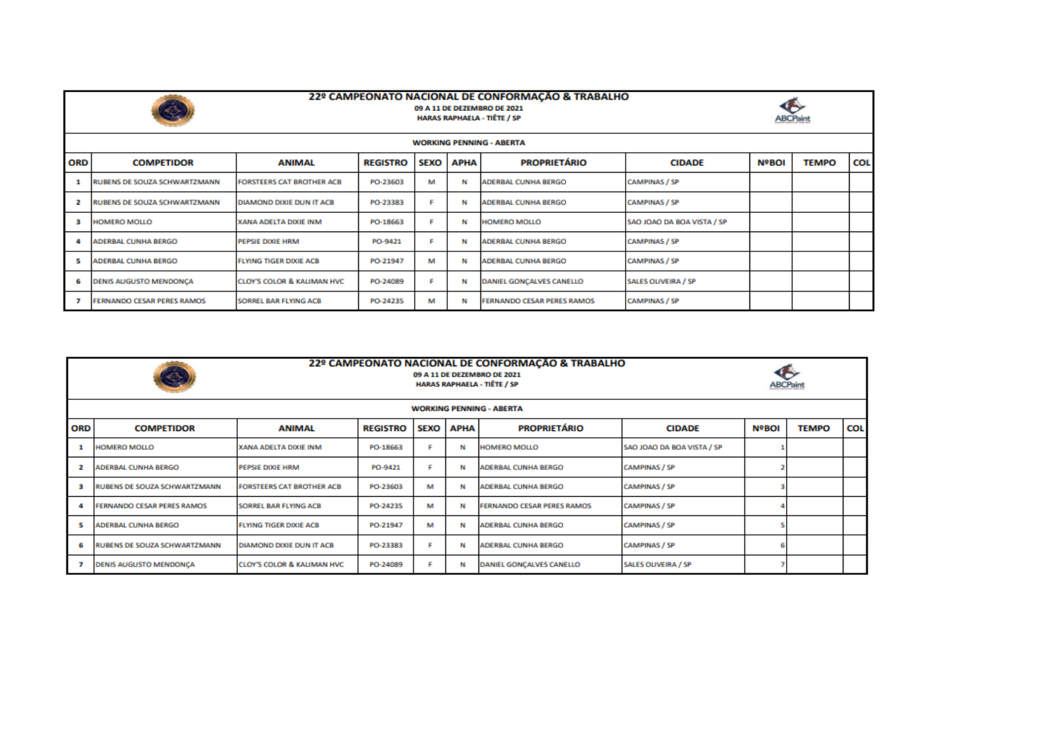## 22º CAMPEONATO NACIONAL DE CONFORMAÇÃO & TRABALHO

**09 A 11 DE DEZEMBRO DE 2021**

**HARAS RAPHAELA - TIÊTE / SP**

**WORKING PENNING - ABERTA**

| ORD | COMPETIDOR | ANIMAL | REGISTRO | SEXO | APHA | PROPRIETÁRIO | CIDADE | NºBOI | TEMPO | COL |
|---|---|---|---|---|---|---|---|---|---|---|
| 1 | RUBENS DE SOUZA SCHWARTZMANN | FORSTEERS CAT BROTHER ACB | PO-23603 | M | N | ADERBAL CUNHA BERGO | CAMPINAS / SP | | | |
| 2 | RUBENS DE SOUZA SCHWARTZMANN | DIAMOND DIXIE DUN IT ACB | PO-23383 | F | N | ADERBAL CUNHA BERGO | CAMPINAS / SP | | | |
| 3 | HOMERO MOLLO | XANA ADELTA DIXIE INM | PO-18663 | F | N | HOMERO MOLLO | SAO JOAO DA BOA VISTA / SP | | | |
| 4 | ADERBAL CUNHA BERGO | PEPSIE DIXIE HRM | PO-9421 | F | N | ADERBAL CUNHA BERGO | CAMPINAS / SP | | | |
| 5 | ADERBAL CUNHA BERGO | FLYING TIGER DIXIE ACB | PO-21947 | M | N | ADERBAL CUNHA BERGO | CAMPINAS / SP | | | |
| 6 | DENIS AUGUSTO MENDONÇA | CLOY'S COLOR & KALIMAN HVC | PO-24089 | F | N | DANIEL GONÇALVES CANELLO | SALES OLIVEIRA / SP | | | |
| 7 | FERNANDO CESAR PERES RAMOS | SORREL BAR FLYING ACB | PO-24235 | M | N | FERNANDO CESAR PERES RAMOS | CAMPINAS / SP | | | |

## 22º CAMPEONATO NACIONAL DE CONFORMAÇÃO & TRABALHO

**09 A 11 DE DEZEMBRO DE 2021**

**HARAS RAPHAELA - TIÊTE / SP**

**WORKING PENNING - ABERTA**

| ORD | COMPETIDOR | ANIMAL | REGISTRO | SEXO | APHA | PROPRIETÁRIO | CIDADE | NºBOI | TEMPO | COL |
|---|---|---|---|---|---|---|---|---|---|---|
| 1 | HOMERO MOLLO | XANA ADELTA DIXIE INM | PO-18663 | F | N | HOMERO MOLLO | SAO JOAO DA BOA VISTA / SP | 1 | | |
| 2 | ADERBAL CUNHA BERGO | PEPSIE DIXIE HRM | PO-9421 | F | N | ADERBAL CUNHA BERGO | CAMPINAS / SP | 2 | | |
| 3 | RUBENS DE SOUZA SCHWARTZMANN | FORSTEERS CAT BROTHER ACB | PO-23603 | M | N | ADERBAL CUNHA BERGO | CAMPINAS / SP | 3 | | |
| 4 | FERNANDO CESAR PERES RAMOS | SORREL BAR FLYING ACB | PO-24235 | M | N | FERNANDO CESAR PERES RAMOS | CAMPINAS / SP | 4 | | |
| 5 | ADERBAL CUNHA BERGO | FLYING TIGER DIXIE ACB | PO-21947 | M | N | ADERBAL CUNHA BERGO | CAMPINAS / SP | 5 | | |
| 6 | RUBENS DE SOUZA SCHWARTZMANN | DIAMOND DIXIE DUN IT ACB | PO-23383 | F | N | ADERBAL CUNHA BERGO | CAMPINAS / SP | 6 | | |
| 7 | DENIS AUGUSTO MENDONÇA | CLOY'S COLOR & KALIMAN HVC | PO-24089 | F | N | DANIEL GONÇALVES CANELLO | SALES OLIVEIRA / SP | 7 | | |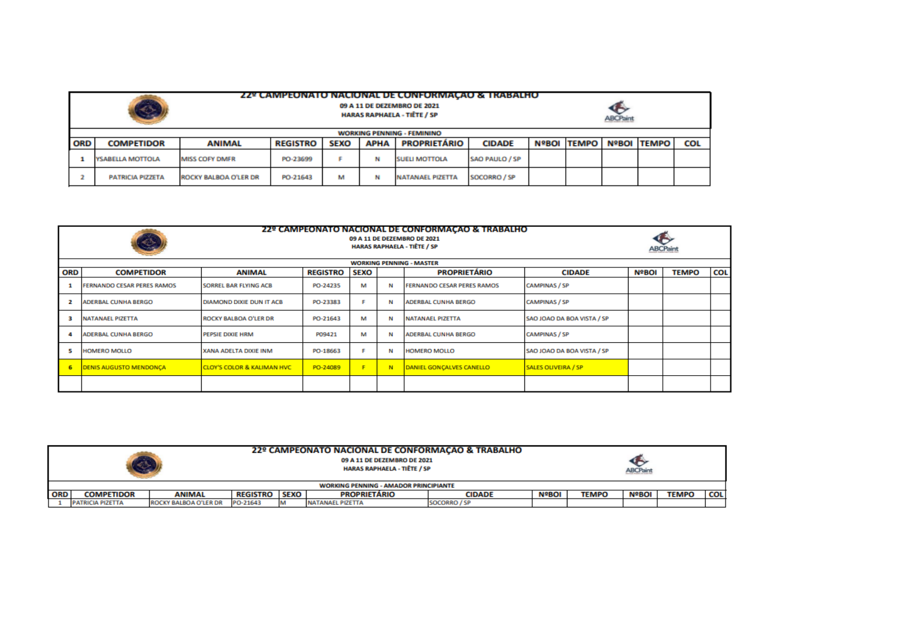# 22º CAMPEONATO NACIONAL DE CONFORMAÇAO & TRABALHO

09 A 11 DE DEZEMBRO DE 2021

HARAS RAPHAELA - TIÊTE / SP

WORKING PENNING - FEMININO

| ORD | COMPETIDOR | ANIMAL | REGISTRO | SEXO | APHA | PROPRIETÁRIO | CIDADE | NºBOI | TEMPO | NºBOI | TEMPO | COL |
|---|---|---|---|---|---|---|---|---|---|---|---|---|
| 1 | YSABELLA MOTTOLA | MISS COFY DMFR | PO-23699 | F | N | SUELI MOTTOLA | SAO PAULO / SP | | | | | |
| 2 | PATRICIA PIZZETA | ROCKY BALBOA O'LER DR | PO-21643 | M | N | NATANAEL PIZETTA | SOCORRO / SP | | | | | |

# 22º CAMPEONATO NACIONAL DE CONFORMAÇAO & TRABALHO

09 A 11 DE DEZEMBRO DE 2021

HARAS RAPHAELA - TIÊTE / SP

WORKING PENNING - MASTER

| ORD | COMPETIDOR | ANIMAL | REGISTRO | SEXO | | PROPRIETÁRIO | CIDADE | NºBOI | TEMPO | COL |
|---|---|---|---|---|---|---|---|---|---|---|
| 1 | FERNANDO CESAR PERES RAMOS | SORREL BAR FLYING ACB | PO-24235 | M | N | FERNANDO CESAR PERES RAMOS | CAMPINAS / SP | | | |
| 2 | ADERBAL CUNHA BERGO | DIAMOND DIXIE DUN IT ACB | PO-23383 | F | N | ADERBAL CUNHA BERGO | CAMPINAS / SP | | | |
| 3 | NATANAEL PIZETTA | ROCKY BALBOA O'LER DR | PO-21643 | M | N | NATANAEL PIZETTA | SAO JOAO DA BOA VISTA / SP | | | |
| 4 | ADERBAL CUNHA BERGO | PEPSIE DIXIE HRM | P09421 | M | N | ADERBAL CUNHA BERGO | CAMPINAS / SP | | | |
| 5 | HOMERO MOLLO | XANA ADELTA DIXIE INM | PO-18663 | F | N | HOMERO MOLLO | SAO JOAO DA BOA VISTA / SP | | | |
| 6 | DENIS AUGUSTO MENDONÇA | CLOY'S COLOR & KALIMAN HVC | PO-24089 | F | N | DANIEL GONÇALVES CANELLO | SALES OLIVEIRA / SP | | | |
| | | | | | | | | | | |

# 22º CAMPEONATO NACIONAL DE CONFORMAÇAO & TRABALHO

09 A 11 DE DEZEMBRO DE 2021

HARAS RAPHAELA - TIÊTE / SP

WORKING PENNING - AMADOR PRINCIPIANTE

| ORD | COMPETIDOR | ANIMAL | REGISTRO | SEXO | PROPRIETÁRIO | CIDADE | NºBOI | TEMPO | NºBOI | TEMPO | COL |
|---|---|---|---|---|---|---|---|---|---|---|---|
| 1 | PATRICIA PIZETTA | ROCKY BALBOA O'LER DR | PO-21643 | M | NATANAEL PIZETTA | SOCORRO / SP | | | | | |